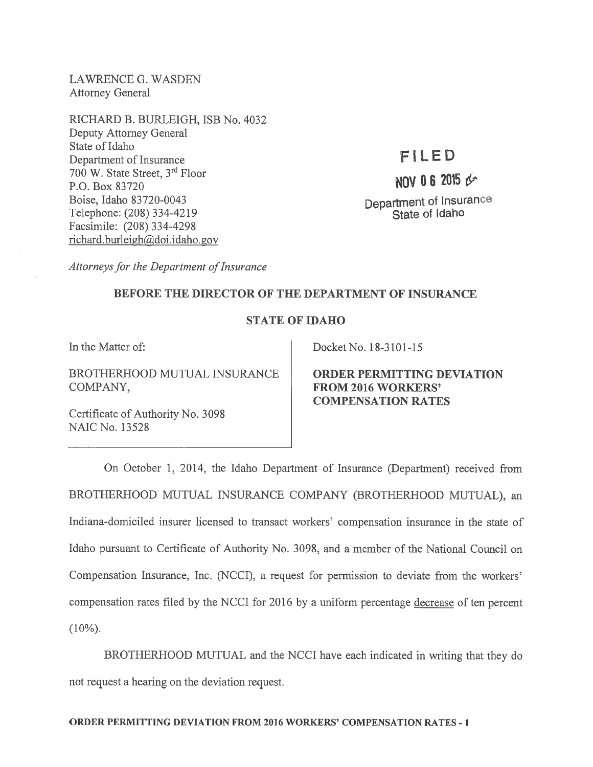LAWRENCE G. WASDEN
Attorney General

RICHARD B. BURLEIGH, ISB No. 4032
Deputy Attorney General
State of Idaho
Department of Insurance
700 W. State Street, 3rd Floor
P.O. Box 83720
Boise, Idaho 83720-0043
Telephone: (208) 334-4219
Facsimile: (208) 334-4298
richard.burleigh@doi.idaho.gov

*Attorneys for the Department of Insurance*

FILED
NOV 06 2015
Department of Insurance
State of Idaho

**BEFORE THE DIRECTOR OF THE DEPARTMENT OF INSURANCE**

**STATE OF IDAHO**

| | |
|---|---|
| In the Matter of:<br><br>BROTHERHOOD MUTUAL INSURANCE COMPANY,<br><br>Certificate of Authority No. 3098<br>NAIC No. 13528 | Docket No. 18-3101-15<br><br>**ORDER PERMITTING DEVIATION FROM 2016 WORKERS' COMPENSATION RATES** |

On October 1, 2014, the Idaho Department of Insurance (Department) received from BROTHERHOOD MUTUAL INSURANCE COMPANY (BROTHERHOOD MUTUAL), an Indiana-domiciled insurer licensed to transact workers' compensation insurance in the state of Idaho pursuant to Certificate of Authority No. 3098, and a member of the National Council on Compensation Insurance, Inc. (NCCI), a request for permission to deviate from the workers' compensation rates filed by the NCCI for 2016 by a uniform percentage decrease of ten percent (10%).

BROTHERHOOD MUTUAL and the NCCI have each indicated in writing that they do not request a hearing on the deviation request.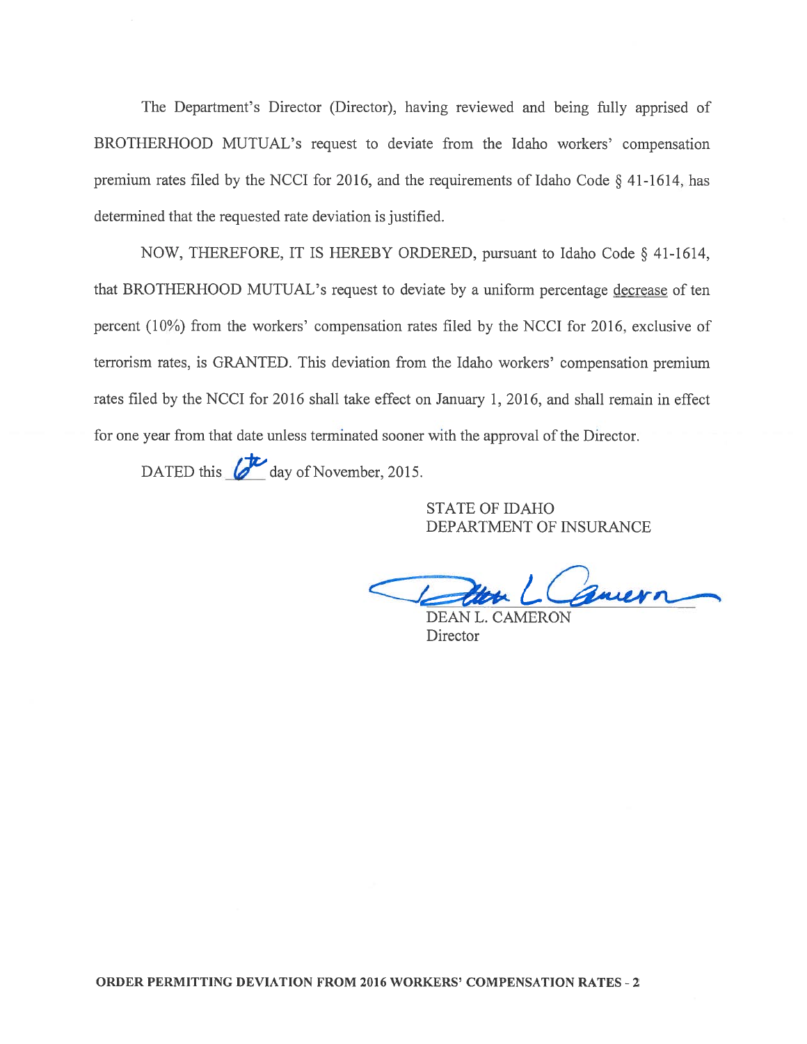The Department's Director (Director), having reviewed and being fully apprised of BROTHERHOOD MUTUAL's request to deviate from the Idaho workers' compensation premium rates filed by the NCCI for 2016, and the requirements of Idaho Code § 41-1614, has determined that the requested rate deviation is justified.

NOW, THEREFORE, IT IS HEREBY ORDERED, pursuant to Idaho Code § 41-1614, that BROTHERHOOD MUTUAL's request to deviate by a uniform percentage decrease of ten percent (10%) from the workers' compensation rates filed by the NCCI for 2016, exclusive of terrorism rates, is GRANTED. This deviation from the Idaho workers' compensation premium rates filed by the NCCI for 2016 shall take effect on January 1, 2016, and shall remain in effect for one year from that date unless terminated sooner with the approval of the Director.

DATED this 6th day of November, 2015.

STATE OF IDAHO
DEPARTMENT OF INSURANCE

DEAN L. CAMERON
Director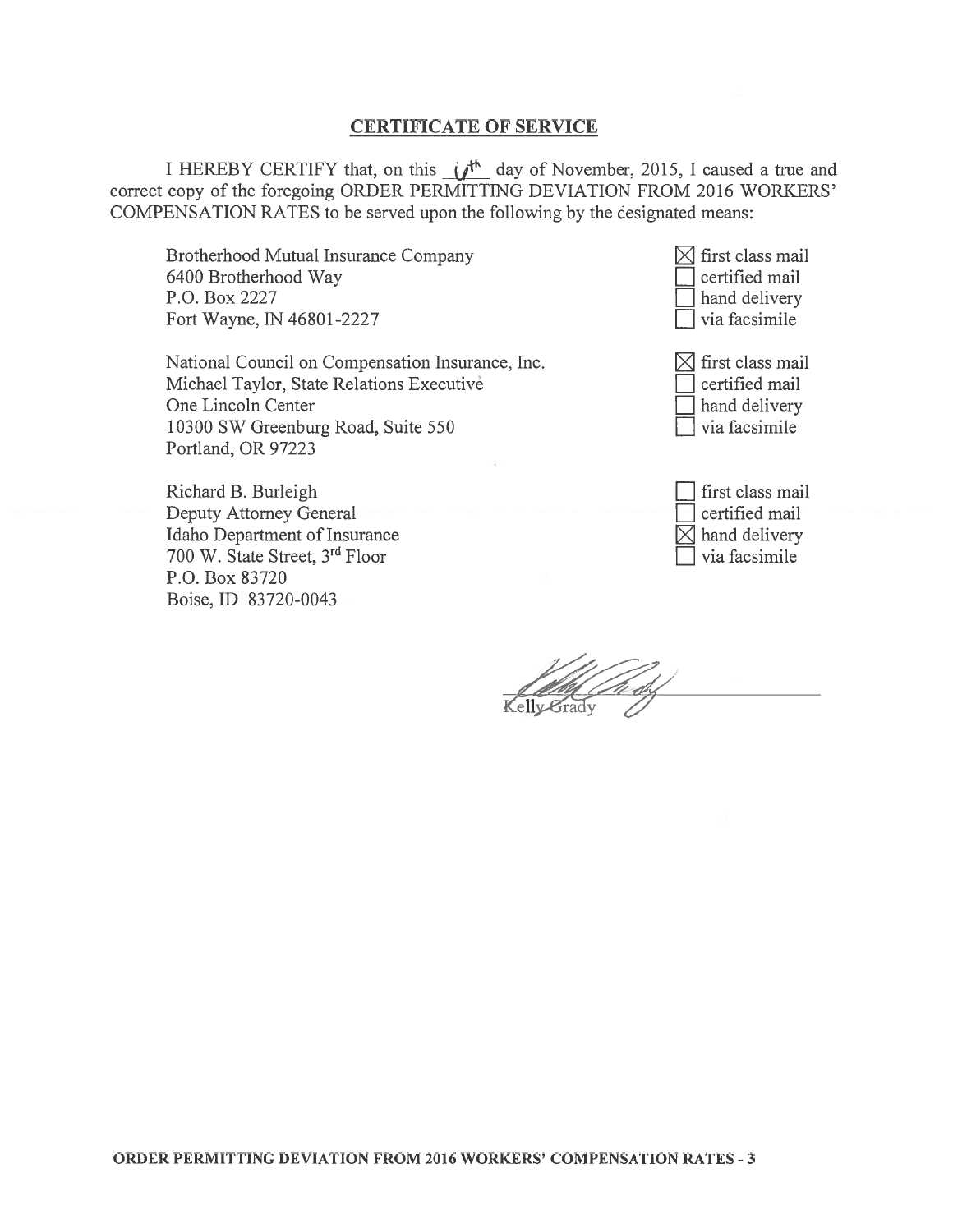## CERTIFICATE OF SERVICE

I HEREBY CERTIFY that, on this 6th day of November, 2015, I caused a true and correct copy of the foregoing ORDER PERMITTING DEVIATION FROM 2016 WORKERS' COMPENSATION RATES to be served upon the following by the designated means:

| | |
|---|---|
| Brotherhood Mutual Insurance Company<br>6400 Brotherhood Way<br>P.O. Box 2227<br>Fort Wayne, IN 46801-2227 | ☒ first class mail<br>☐ certified mail<br>☐ hand delivery<br>☐ via facsimile |
| National Council on Compensation Insurance, Inc.<br>Michael Taylor, State Relations Executive<br>One Lincoln Center<br>10300 SW Greenburg Road, Suite 550<br>Portland, OR 97223 | ☒ first class mail<br>☐ certified mail<br>☐ hand delivery<br>☐ via facsimile |
| Richard B. Burleigh<br>Deputy Attorney General<br>Idaho Department of Insurance<br>700 W. State Street, 3rd Floor<br>P.O. Box 83720<br>Boise, ID 83720-0043 | ☐ first class mail<br>☐ certified mail<br>☒ hand delivery<br>☐ via facsimile |

Kelly Grady